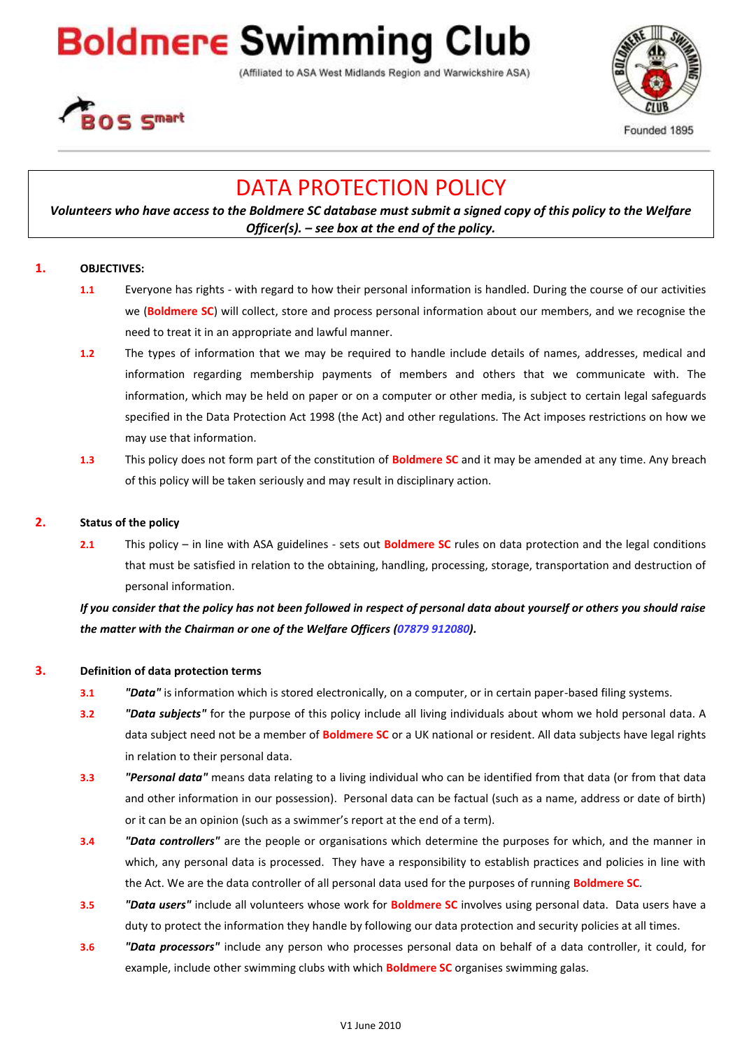# Boldmere Swimming Club

(Affiliated to ASA West Midlands Region and Warwickshire ASA)

BOS Smart

Founded 1895

## DATA PROTECTION POLICY

***Volunteers who have access to the Boldmere SC database must submit a signed copy of this policy to the Welfare Officer(s). – see box at the end of the policy.***

**1. OBJECTIVES:**

**1.1** Everyone has rights - with regard to how their personal information is handled. During the course of our activities we (**Boldmere SC**) will collect, store and process personal information about our members, and we recognise the need to treat it in an appropriate and lawful manner.

**1.2** The types of information that we may be required to handle include details of names, addresses, medical and information regarding membership payments of members and others that we communicate with. The information, which may be held on paper or on a computer or other media, is subject to certain legal safeguards specified in the Data Protection Act 1998 (the Act) and other regulations. The Act imposes restrictions on how we may use that information.

**1.3** This policy does not form part of the constitution of **Boldmere SC** and it may be amended at any time. Any breach of this policy will be taken seriously and may result in disciplinary action.

**2. Status of the policy**

**2.1** This policy – in line with ASA guidelines - sets out **Boldmere SC** rules on data protection and the legal conditions that must be satisfied in relation to the obtaining, handling, processing, storage, transportation and destruction of personal information.

***If you consider that the policy has not been followed in respect of personal data about yourself or others you should raise the matter with the Chairman or one of the Welfare Officers (07879 912080).***

**3. Definition of data protection terms**

**3.1** ***"Data"*** is information which is stored electronically, on a computer, or in certain paper-based filing systems.

**3.2** ***"Data subjects"*** for the purpose of this policy include all living individuals about whom we hold personal data. A data subject need not be a member of **Boldmere SC** or a UK national or resident. All data subjects have legal rights in relation to their personal data.

**3.3** ***"Personal data"*** means data relating to a living individual who can be identified from that data (or from that data and other information in our possession). Personal data can be factual (such as a name, address or date of birth) or it can be an opinion (such as a swimmer's report at the end of a term).

**3.4** ***"Data controllers"*** are the people or organisations which determine the purposes for which, and the manner in which, any personal data is processed. They have a responsibility to establish practices and policies in line with the Act. We are the data controller of all personal data used for the purposes of running **Boldmere SC**.

**3.5** ***"Data users"*** include all volunteers whose work for **Boldmere SC** involves using personal data. Data users have a duty to protect the information they handle by following our data protection and security policies at all times.

**3.6** ***"Data processors"*** include any person who processes personal data on behalf of a data controller, it could, for example, include other swimming clubs with which **Boldmere SC** organises swimming galas.

V1 June 2010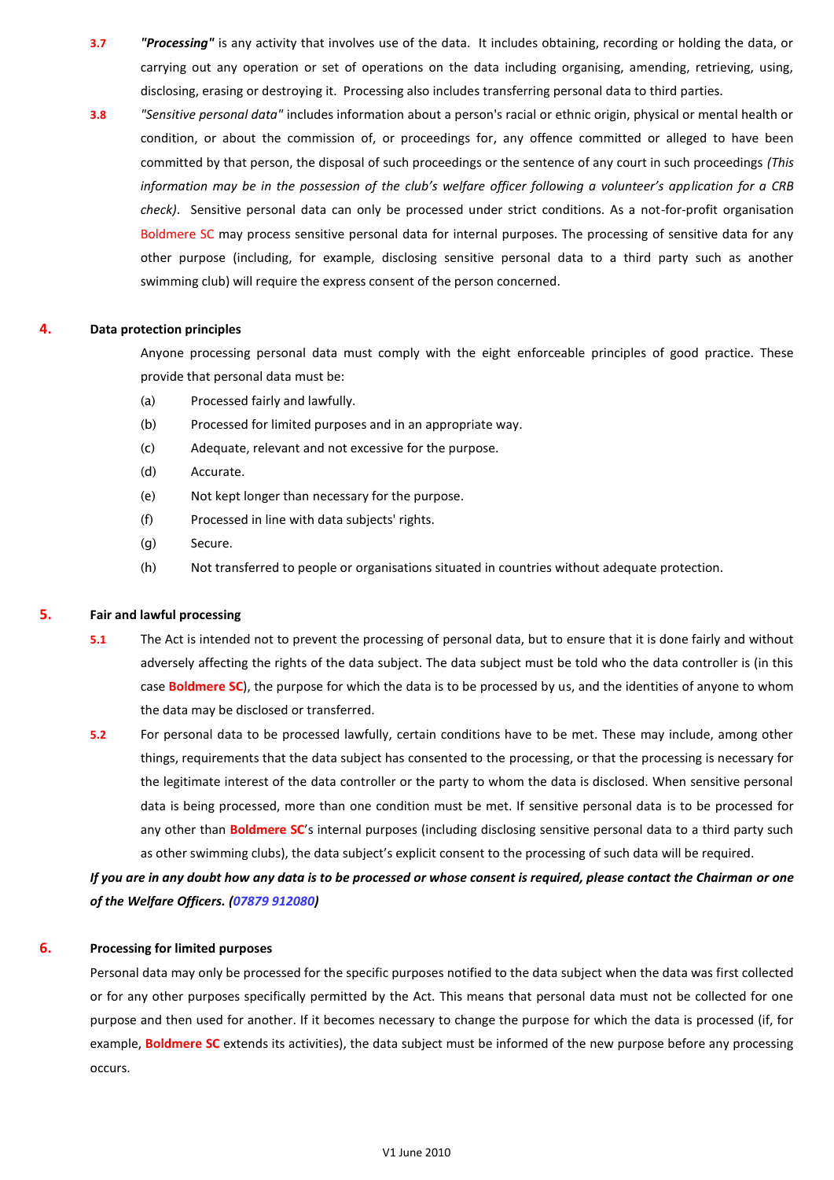**3.7** ***"Processing"*** is any activity that involves use of the data. It includes obtaining, recording or holding the data, or carrying out any operation or set of operations on the data including organising, amending, retrieving, using, disclosing, erasing or destroying it. Processing also includes transferring personal data to third parties.

**3.8** *"Sensitive personal data"* includes information about a person's racial or ethnic origin, physical or mental health or condition, or about the commission of, or proceedings for, any offence committed or alleged to have been committed by that person, the disposal of such proceedings or the sentence of any court in such proceedings *(This information may be in the possession of the club's welfare officer following a volunteer's application for a CRB check)*. Sensitive personal data can only be processed under strict conditions. As a not-for-profit organisation Boldmere SC may process sensitive personal data for internal purposes. The processing of sensitive data for any other purpose (including, for example, disclosing sensitive personal data to a third party such as another swimming club) will require the express consent of the person concerned.

## 4. Data protection principles

Anyone processing personal data must comply with the eight enforceable principles of good practice. These provide that personal data must be:

(a) Processed fairly and lawfully.

(b) Processed for limited purposes and in an appropriate way.

(c) Adequate, relevant and not excessive for the purpose.

(d) Accurate.

(e) Not kept longer than necessary for the purpose.

(f) Processed in line with data subjects' rights.

(g) Secure.

(h) Not transferred to people or organisations situated in countries without adequate protection.

## 5. Fair and lawful processing

**5.1** The Act is intended not to prevent the processing of personal data, but to ensure that it is done fairly and without adversely affecting the rights of the data subject. The data subject must be told who the data controller is (in this case **Boldmere SC**), the purpose for which the data is to be processed by us, and the identities of anyone to whom the data may be disclosed or transferred.

**5.2** For personal data to be processed lawfully, certain conditions have to be met. These may include, among other things, requirements that the data subject has consented to the processing, or that the processing is necessary for the legitimate interest of the data controller or the party to whom the data is disclosed. When sensitive personal data is being processed, more than one condition must be met. If sensitive personal data is to be processed for any other than **Boldmere SC**'s internal purposes (including disclosing sensitive personal data to a third party such as other swimming clubs), the data subject's explicit consent to the processing of such data will be required.

***If you are in any doubt how any data is to be processed or whose consent is required, please contact the Chairman or one of the Welfare Officers. (07879 912080)***

## 6. Processing for limited purposes

Personal data may only be processed for the specific purposes notified to the data subject when the data was first collected or for any other purposes specifically permitted by the Act. This means that personal data must not be collected for one purpose and then used for another. If it becomes necessary to change the purpose for which the data is processed (if, for example, **Boldmere SC** extends its activities), the data subject must be informed of the new purpose before any processing occurs.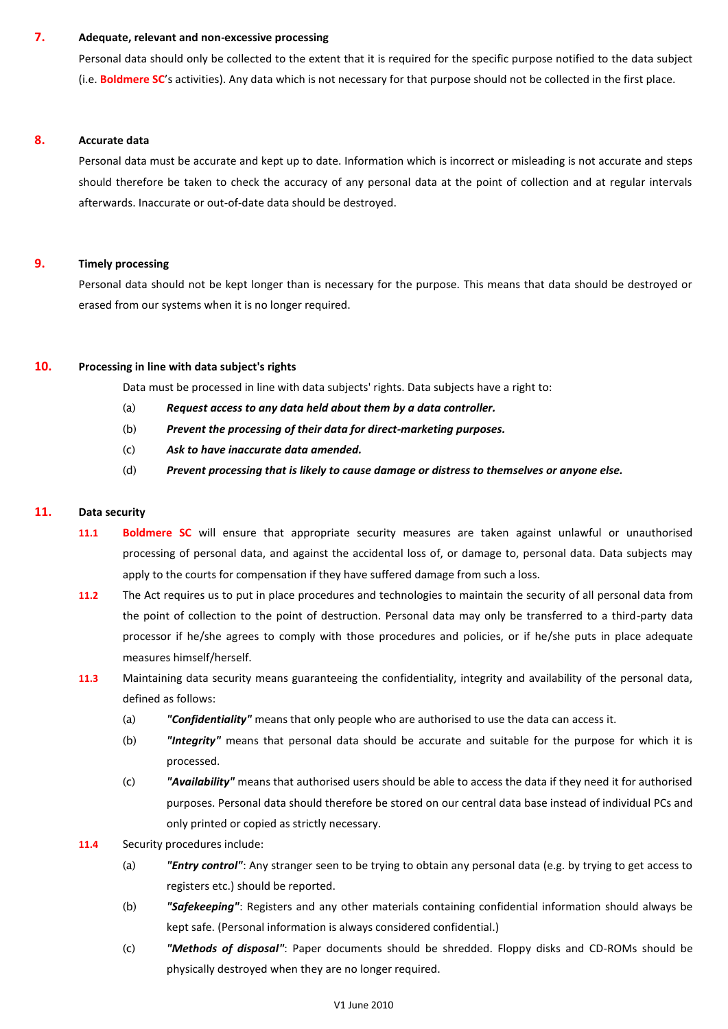## 7. Adequate, relevant and non-excessive processing

Personal data should only be collected to the extent that it is required for the specific purpose notified to the data subject (i.e. **Boldmere SC**'s activities). Any data which is not necessary for that purpose should not be collected in the first place.

## 8. Accurate data

Personal data must be accurate and kept up to date. Information which is incorrect or misleading is not accurate and steps should therefore be taken to check the accuracy of any personal data at the point of collection and at regular intervals afterwards. Inaccurate or out-of-date data should be destroyed.

## 9. Timely processing

Personal data should not be kept longer than is necessary for the purpose. This means that data should be destroyed or erased from our systems when it is no longer required.

## 10. Processing in line with data subject's rights

Data must be processed in line with data subjects' rights. Data subjects have a right to:

(a) ***Request access to any data held about them by a data controller.***

(b) ***Prevent the processing of their data for direct-marketing purposes.***

(c) ***Ask to have inaccurate data amended.***

(d) ***Prevent processing that is likely to cause damage or distress to themselves or anyone else.***

## 11. Data security

**11.1** **Boldmere SC** will ensure that appropriate security measures are taken against unlawful or unauthorised processing of personal data, and against the accidental loss of, or damage to, personal data. Data subjects may apply to the courts for compensation if they have suffered damage from such a loss.

**11.2** The Act requires us to put in place procedures and technologies to maintain the security of all personal data from the point of collection to the point of destruction. Personal data may only be transferred to a third-party data processor if he/she agrees to comply with those procedures and policies, or if he/she puts in place adequate measures himself/herself.

**11.3** Maintaining data security means guaranteeing the confidentiality, integrity and availability of the personal data, defined as follows:

(a) ***"Confidentiality"*** means that only people who are authorised to use the data can access it.

(b) ***"Integrity"*** means that personal data should be accurate and suitable for the purpose for which it is processed.

(c) ***"Availability"*** means that authorised users should be able to access the data if they need it for authorised purposes. Personal data should therefore be stored on our central data base instead of individual PCs and only printed or copied as strictly necessary.

**11.4** Security procedures include:

(a) ***"Entry control"***: Any stranger seen to be trying to obtain any personal data (e.g. by trying to get access to registers etc.) should be reported.

(b) ***"Safekeeping"***: Registers and any other materials containing confidential information should always be kept safe. (Personal information is always considered confidential.)

(c) ***"Methods of disposal"***: Paper documents should be shredded. Floppy disks and CD-ROMs should be physically destroyed when they are no longer required.

V1 June 2010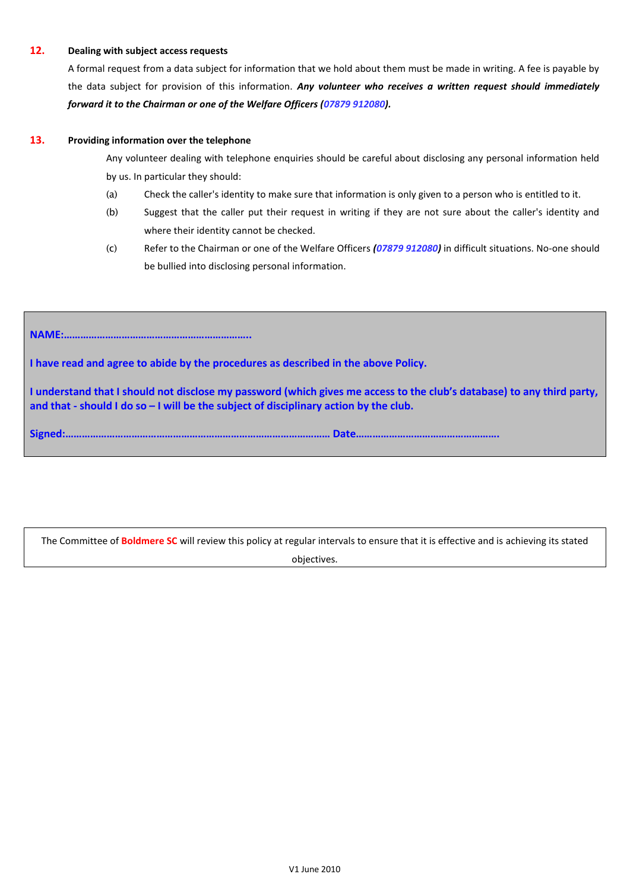## 12. Dealing with subject access requests

A formal request from a data subject for information that we hold about them must be made in writing. A fee is payable by the data subject for provision of this information. ***Any volunteer who receives a written request should immediately forward it to the Chairman or one of the Welfare Officers (07879 912080).***

## 13. Providing information over the telephone

Any volunteer dealing with telephone enquiries should be careful about disclosing any personal information held by us. In particular they should:

(a) Check the caller's identity to make sure that information is only given to a person who is entitled to it.

(b) Suggest that the caller put their request in writing if they are not sure about the caller's identity and where their identity cannot be checked.

(c) Refer to the Chairman or one of the Welfare Officers ***(07879 912080)*** in difficult situations. No-one should be bullied into disclosing personal information.

**NAME:…………………………………………………………..**

**I have read and agree to abide by the procedures as described in the above Policy.**

**I understand that I should not disclose my password (which gives me access to the club's database) to any third party, and that - should I do so – I will be the subject of disciplinary action by the club.**

**Signed:………………………………………………………………………………… Date…………………………………………….**

The Committee of **Boldmere SC** will review this policy at regular intervals to ensure that it is effective and is achieving its stated objectives.

V1 June 2010